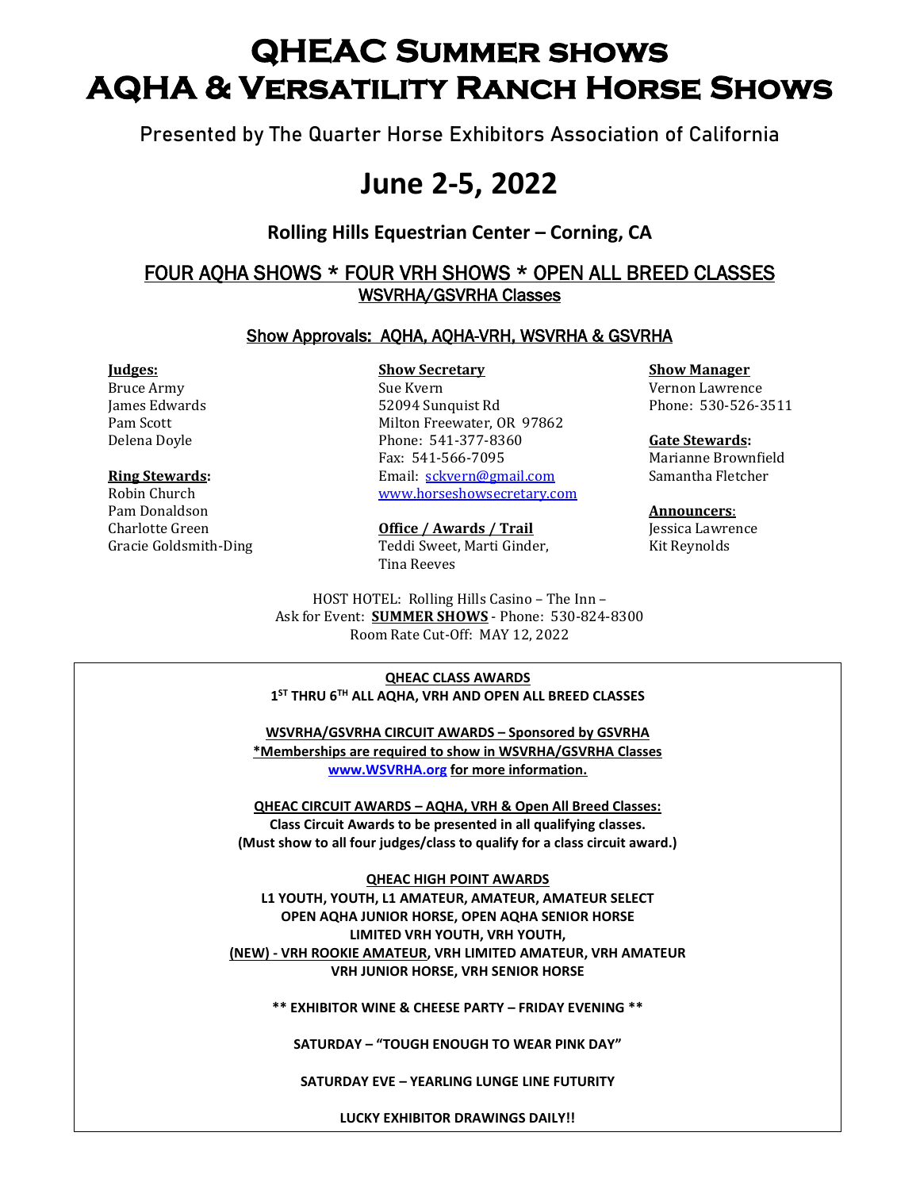# QHEAC Summer shows
# AQHA & Versatility Ranch Horse Shows

Presented by The Quarter Horse Exhibitors Association of California

## June 2-5, 2022

### Rolling Hills Equestrian Center – Corning, CA

FOUR AQHA SHOWS * FOUR VRH SHOWS * OPEN ALL BREED CLASSES
WSVRHA/GSVRHA Classes

Show Approvals: AQHA, AQHA-VRH, WSVRHA & GSVRHA

**Judges:**
Bruce Army
James Edwards
Pam Scott
Delena Doyle

**Ring Stewards:**
Robin Church
Pam Donaldson
Charlotte Green
Gracie Goldsmith-Ding

**Show Secretary**
Sue Kvern
52094 Sunquist Rd
Milton Freewater, OR 97862
Phone: 541-377-8360
Fax: 541-566-7095
Email: sckvern@gmail.com
www.horseshowsecretary.com

**Office / Awards / Trail**
Teddi Sweet, Marti Ginder, Tina Reeves

**Show Manager**
Vernon Lawrence
Phone: 530-526-3511

**Gate Stewards:**
Marianne Brownfield
Samantha Fletcher

**Announcers:**
Jessica Lawrence
Kit Reynolds

HOST HOTEL: Rolling Hills Casino – The Inn –
Ask for Event: **SUMMER SHOWS** - Phone: 530-824-8300
Room Rate Cut-Off: MAY 12, 2022

**QHEAC CLASS AWARDS**
**1ST THRU 6TH ALL AQHA, VRH AND OPEN ALL BREED CLASSES**

**WSVRHA/GSVRHA CIRCUIT AWARDS – Sponsored by GSVRHA**
***Memberships are required to show in WSVRHA/GSVRHA Classes**
**www.WSVRHA.org for more information.**

**QHEAC CIRCUIT AWARDS – AQHA, VRH & Open All Breed Classes:**
**Class Circuit Awards to be presented in all qualifying classes.**
**(Must show to all four judges/class to qualify for a class circuit award.)**

**QHEAC HIGH POINT AWARDS**
**L1 YOUTH, YOUTH, L1 AMATEUR, AMATEUR, AMATEUR SELECT**
**OPEN AQHA JUNIOR HORSE, OPEN AQHA SENIOR HORSE**
**LIMITED VRH YOUTH, VRH YOUTH,**
**(NEW) - VRH ROOKIE AMATEUR, VRH LIMITED AMATEUR, VRH AMATEUR**
**VRH JUNIOR HORSE, VRH SENIOR HORSE**

**\*\* EXHIBITOR WINE & CHEESE PARTY – FRIDAY EVENING \*\***

**SATURDAY – "TOUGH ENOUGH TO WEAR PINK DAY"**

**SATURDAY EVE – YEARLING LUNGE LINE FUTURITY**

**LUCKY EXHIBITOR DRAWINGS DAILY!!**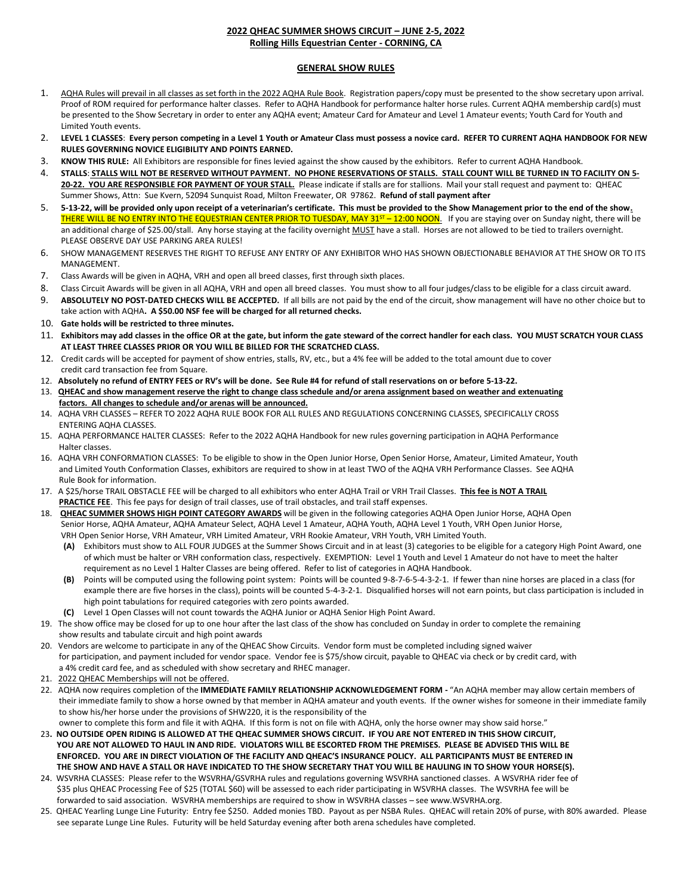**2022 QHEAC SUMMER SHOWS CIRCUIT – JUNE 2-5, 2022**
**Rolling Hills Equestrian Center - CORNING, CA**

## GENERAL SHOW RULES

1. AQHA Rules will prevail in all classes as set forth in the 2022 AQHA Rule Book. Registration papers/copy must be presented to the show secretary upon arrival. Proof of ROM required for performance halter classes. Refer to AQHA Handbook for performance halter horse rules. Current AQHA membership card(s) must be presented to the Show Secretary in order to enter any AQHA event; Amateur Card for Amateur and Level 1 Amateur events; Youth Card for Youth and Limited Youth events.
2. **LEVEL 1 CLASSES**: **Every person competing in a Level 1 Youth or Amateur Class must possess a novice card. REFER TO CURRENT AQHA HANDBOOK FOR NEW RULES GOVERNING NOVICE ELIGIBILITY AND POINTS EARNED.**
3. **KNOW THIS RULE:** All Exhibitors are responsible for fines levied against the show caused by the exhibitors. Refer to current AQHA Handbook.
4. **STALLS**: **STALLS WILL NOT BE RESERVED WITHOUT PAYMENT. NO PHONE RESERVATIONS OF STALLS. STALL COUNT WILL BE TURNED IN TO FACILITY ON 5-20-22. YOU ARE RESPONSIBLE FOR PAYMENT OF YOUR STALL.** Please indicate if stalls are for stallions. Mail your stall request and payment to: QHEAC Summer Shows, Attn: Sue Kvern, 52094 Sunquist Road, Milton Freewater, OR 97862. **Refund of stall payment after**
5. **5-13-22, will be provided only upon receipt of a veterinarian's certificate. This must be provided to the Show Management prior to the end of the show.** THERE WILL BE NO ENTRY INTO THE EQUESTRIAN CENTER PRIOR TO TUESDAY, MAY 31ST – 12:00 NOON. If you are staying over on Sunday night, there will be an additional charge of $25.00/stall. Any horse staying at the facility overnight MUST have a stall. Horses are not allowed to be tied to trailers overnight. PLEASE OBSERVE DAY USE PARKING AREA RULES!
6. SHOW MANAGEMENT RESERVES THE RIGHT TO REFUSE ANY ENTRY OF ANY EXHIBITOR WHO HAS SHOWN OBJECTIONABLE BEHAVIOR AT THE SHOW OR TO ITS MANAGEMENT.
7. Class Awards will be given in AQHA, VRH and open all breed classes, first through sixth places.
8. Class Circuit Awards will be given in all AQHA, VRH and open all breed classes. You must show to all four judges/class to be eligible for a class circuit award.
9. **ABSOLUTELY NO POST-DATED CHECKS WILL BE ACCEPTED.** If all bills are not paid by the end of the circuit, show management will have no other choice but to take action with AQHA**. A $50.00 NSF fee will be charged for all returned checks.**
10. **Gate holds will be restricted to three minutes.**
11. **Exhibitors may add classes in the office OR at the gate, but inform the gate steward of the correct handler for each class. YOU MUST SCRATCH YOUR CLASS AT LEAST THREE CLASSES PRIOR OR YOU WILL BE BILLED FOR THE SCRATCHED CLASS.**
12. Credit cards will be accepted for payment of show entries, stalls, RV, etc., but a 4% fee will be added to the total amount due to cover credit card transaction fee from Square.
12. **Absolutely no refund of ENTRY FEES or RV's will be done. See Rule #4 for refund of stall reservations on or before 5-13-22.**
13. **QHEAC and show management reserve the right to change class schedule and/or arena assignment based on weather and extenuating factors. All changes to schedule and/or arenas will be announced.**
14. AQHA VRH CLASSES – REFER TO 2022 AQHA RULE BOOK FOR ALL RULES AND REGULATIONS CONCERNING CLASSES, SPECIFICALLY CROSS ENTERING AQHA CLASSES.
15. AQHA PERFORMANCE HALTER CLASSES: Refer to the 2022 AQHA Handbook for new rules governing participation in AQHA Performance Halter classes.
16. AQHA VRH CONFORMATION CLASSES: To be eligible to show in the Open Junior Horse, Open Senior Horse, Amateur, Limited Amateur, Youth and Limited Youth Conformation Classes, exhibitors are required to show in at least TWO of the AQHA VRH Performance Classes. See AQHA Rule Book for information.
17. A $25/horse TRAIL OBSTACLE FEE will be charged to all exhibitors who enter AQHA Trail or VRH Trail Classes. **This fee is NOT A TRAIL PRACTICE FEE**. This fee pays for design of trail classes, use of trail obstacles, and trail staff expenses.
18. **QHEAC SUMMER SHOWS HIGH POINT CATEGORY AWARDS** will be given in the following categories AQHA Open Junior Horse, AQHA Open Senior Horse, AQHA Amateur, AQHA Amateur Select, AQHA Level 1 Amateur, AQHA Youth, AQHA Level 1 Youth, VRH Open Junior Horse, VRH Open Senior Horse, VRH Amateur, VRH Limited Amateur, VRH Rookie Amateur, VRH Youth, VRH Limited Youth.
    - **(A)** Exhibitors must show to ALL FOUR JUDGES at the Summer Shows Circuit and in at least (3) categories to be eligible for a category High Point Award, one of which must be halter or VRH conformation class, respectively. EXEMPTION: Level 1 Youth and Level 1 Amateur do not have to meet the halter requirement as no Level 1 Halter Classes are being offered. Refer to list of categories in AQHA Handbook.
    - **(B)** Points will be computed using the following point system: Points will be counted 9-8-7-6-5-4-3-2-1. If fewer than nine horses are placed in a class (for example there are five horses in the class), points will be counted 5-4-3-2-1. Disqualified horses will not earn points, but class participation is included in high point tabulations for required categories with zero points awarded.
    - **(C)** Level 1 Open Classes will not count towards the AQHA Junior or AQHA Senior High Point Award.
19. The show office may be closed for up to one hour after the last class of the show has concluded on Sunday in order to complete the remaining show results and tabulate circuit and high point awards
20. Vendors are welcome to participate in any of the QHEAC Show Circuits. Vendor form must be completed including signed waiver for participation, and payment included for vendor space. Vendor fee is $75/show circuit, payable to QHEAC via check or by credit card, with a 4% credit card fee, and as scheduled with show secretary and RHEC manager.
21. 2022 QHEAC Memberships will not be offered.
22. AQHA now requires completion of the **IMMEDIATE FAMILY RELATIONSHIP ACKNOWLEDGEMENT FORM -** "An AQHA member may allow certain members of their immediate family to show a horse owned by that member in AQHA amateur and youth events. If the owner wishes for someone in their immediate family to show his/her horse under the provisions of SHW220, it is the responsibility of the owner to complete this form and file it with AQHA. If this form is not on file with AQHA, only the horse owner may show said horse."
23. **NO OUTSIDE OPEN RIDING IS ALLOWED AT THE QHEAC SUMMER SHOWS CIRCUIT. IF YOU ARE NOT ENTERED IN THIS SHOW CIRCUIT, YOU ARE NOT ALLOWED TO HAUL IN AND RIDE. VIOLATORS WILL BE ESCORTED FROM THE PREMISES. PLEASE BE ADVISED THIS WILL BE ENFORCED. YOU ARE IN DIRECT VIOLATION OF THE FACILITY AND QHEAC'S INSURANCE POLICY. ALL PARTICIPANTS MUST BE ENTERED IN THE SHOW AND HAVE A STALL OR HAVE INDICATED TO THE SHOW SECRETARY THAT YOU WILL BE HAULING IN TO SHOW YOUR HORSE(S).**
24. WSVRHA CLASSES: Please refer to the WSVRHA/GSVRHA rules and regulations governing WSVRHA sanctioned classes. A WSVRHA rider fee of $35 plus QHEAC Processing Fee of $25 (TOTAL $60) will be assessed to each rider participating in WSVRHA classes. The WSVRHA fee will be forwarded to said association. WSVRHA memberships are required to show in WSVRHA classes – see www.WSVRHA.org.
25. QHEAC Yearling Lunge Line Futurity: Entry fee $250. Added monies TBD. Payout as per NSBA Rules. QHEAC will retain 20% of purse, with 80% awarded. Please see separate Lunge Line Rules. Futurity will be held Saturday evening after both arena schedules have completed.